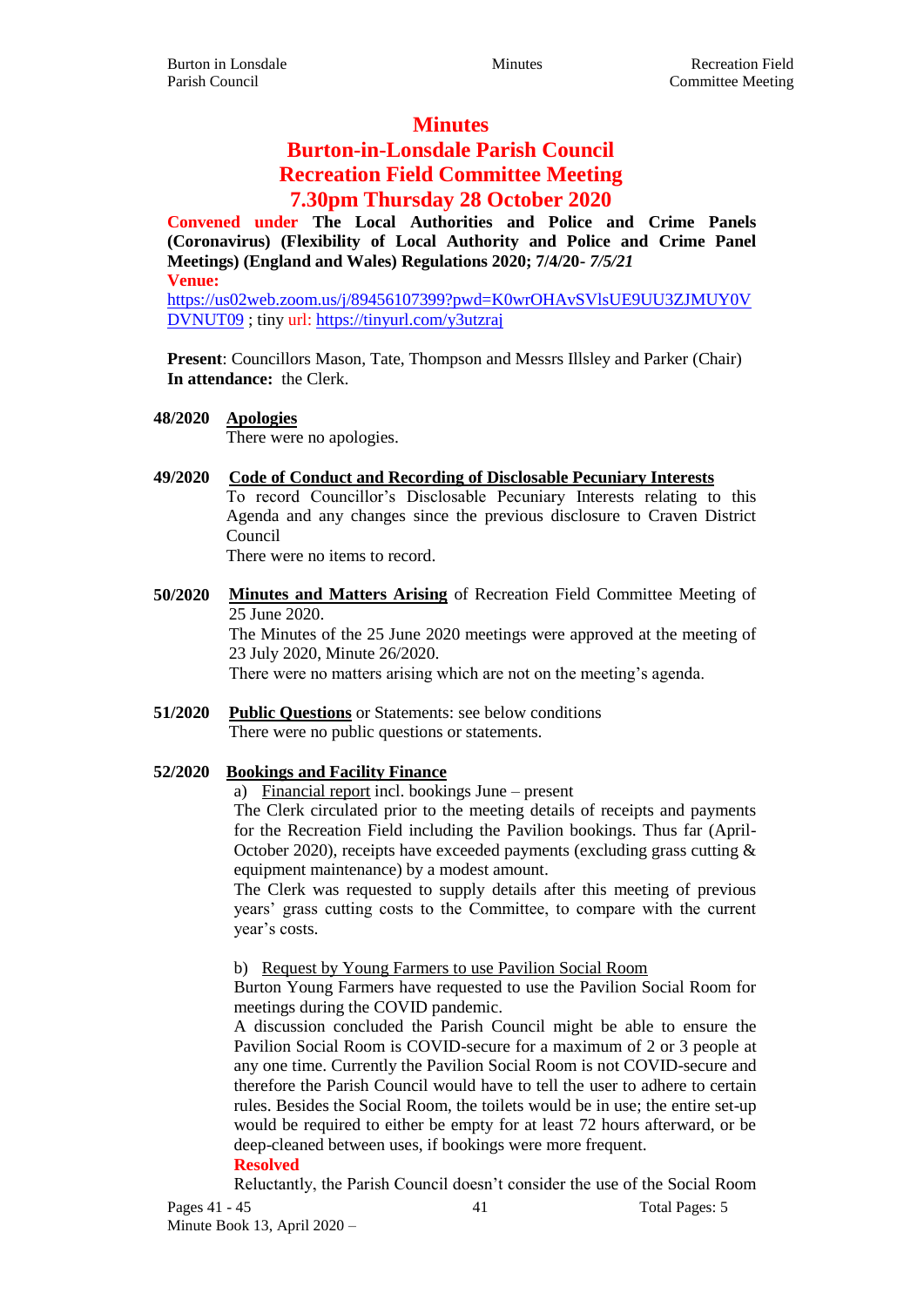# Minutes

# Burton-in-Lonsdale Parish Council

# Recreation Field Committee Meeting

# 7.30pm Thursday 28 October 2020

**Convened under The Local Authorities and Police and Crime Panels (Coronavirus) (Flexibility of Local Authority and Police and Crime Panel Meetings) (England and Wales) Regulations 2020; 7/4/20-** ***7/5/21***

**Venue:**

https://us02web.zoom.us/j/89456107399?pwd=K0wrOHAvSVlsUE9UU3ZJMUY0VDVNUT09 ; tiny url: https://tinyurl.com/y3utzraj

**Present**: Councillors Mason, Tate, Thompson and Messrs Illsley and Parker (Chair)
**In attendance:** the Clerk.

**48/2020 Apologies**

There were no apologies.

**49/2020 Code of Conduct and Recording of Disclosable Pecuniary Interests**

To record Councillor's Disclosable Pecuniary Interests relating to this Agenda and any changes since the previous disclosure to Craven District Council

There were no items to record.

**50/2020 Minutes and Matters Arising** of Recreation Field Committee Meeting of 25 June 2020.

The Minutes of the 25 June 2020 meetings were approved at the meeting of 23 July 2020, Minute 26/2020.

There were no matters arising which are not on the meeting's agenda.

**51/2020 Public Questions** or Statements: see below conditions

There were no public questions or statements.

**52/2020 Bookings and Facility Finance**

a) Financial report incl. bookings June – present

The Clerk circulated prior to the meeting details of receipts and payments for the Recreation Field including the Pavilion bookings. Thus far (April-October 2020), receipts have exceeded payments (excluding grass cutting & equipment maintenance) by a modest amount.

The Clerk was requested to supply details after this meeting of previous years' grass cutting costs to the Committee, to compare with the current year's costs.

b) Request by Young Farmers to use Pavilion Social Room

Burton Young Farmers have requested to use the Pavilion Social Room for meetings during the COVID pandemic.

A discussion concluded the Parish Council might be able to ensure the Pavilion Social Room is COVID-secure for a maximum of 2 or 3 people at any one time. Currently the Pavilion Social Room is not COVID-secure and therefore the Parish Council would have to tell the user to adhere to certain rules. Besides the Social Room, the toilets would be in use; the entire set-up would be required to either be empty for at least 72 hours afterward, or be deep-cleaned between uses, if bookings were more frequent.

**Resolved**

Reluctantly, the Parish Council doesn't consider the use of the Social Room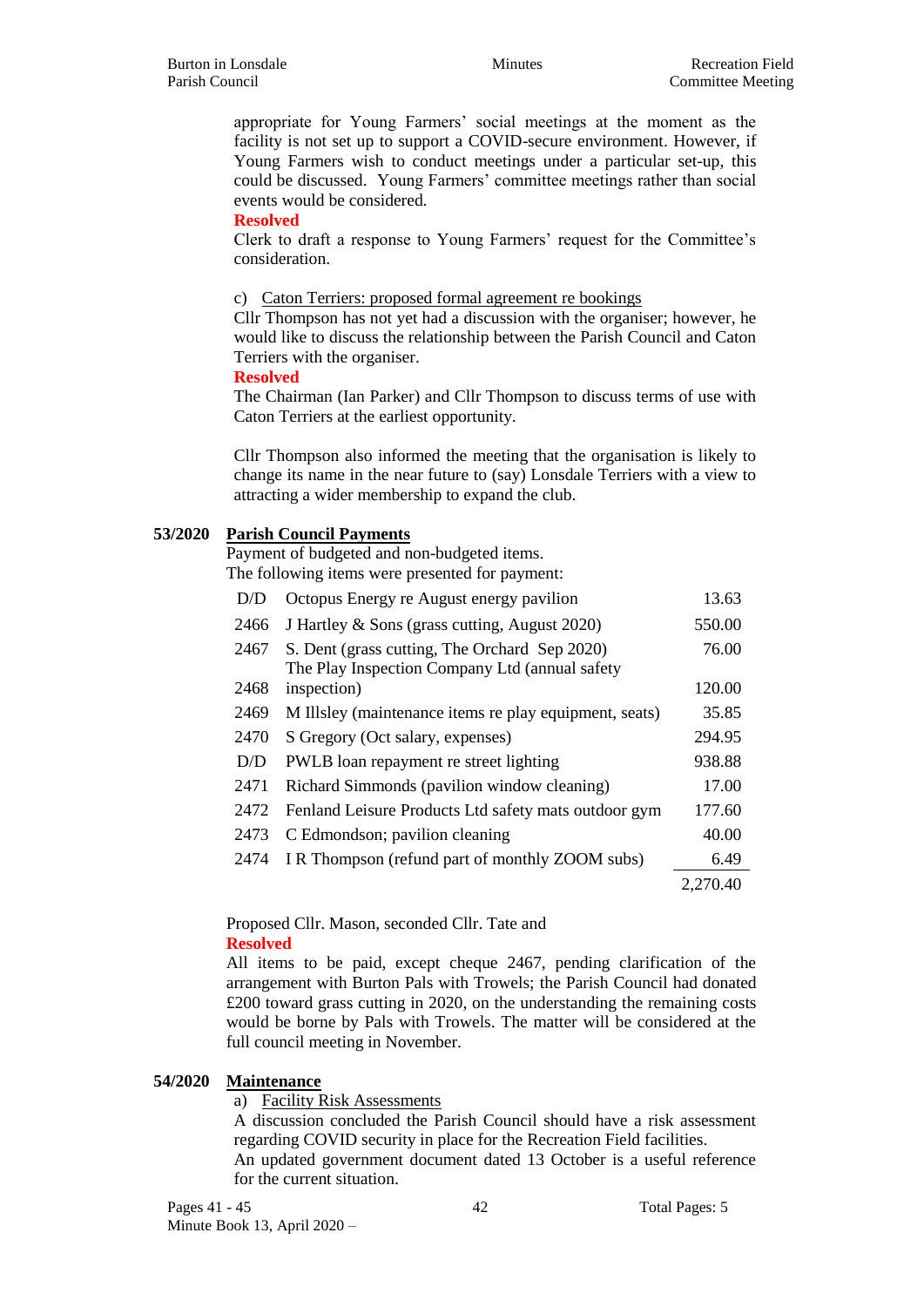appropriate for Young Farmers' social meetings at the moment as the facility is not set up to support a COVID-secure environment. However, if Young Farmers wish to conduct meetings under a particular set-up, this could be discussed. Young Farmers' committee meetings rather than social events would be considered.

**Resolved**

Clerk to draft a response to Young Farmers' request for the Committee's consideration.

c) Caton Terriers: proposed formal agreement re bookings

Cllr Thompson has not yet had a discussion with the organiser; however, he would like to discuss the relationship between the Parish Council and Caton Terriers with the organiser.

**Resolved**

The Chairman (Ian Parker) and Cllr Thompson to discuss terms of use with Caton Terriers at the earliest opportunity.

Cllr Thompson also informed the meeting that the organisation is likely to change its name in the near future to (say) Lonsdale Terriers with a view to attracting a wider membership to expand the club.

## 53/2020 Parish Council Payments

Payment of budgeted and non-budgeted items.
The following items were presented for payment:

| | | |
|---|---|---|
| D/D | Octopus Energy re August energy pavilion | 13.63 |
| 2466 | J Hartley & Sons (grass cutting, August 2020) | 550.00 |
| 2467 | S. Dent (grass cutting, The Orchard Sep 2020) | 76.00 |
| 2468 | The Play Inspection Company Ltd (annual safety inspection) | 120.00 |
| 2469 | M Illsley (maintenance items re play equipment, seats) | 35.85 |
| 2470 | S Gregory (Oct salary, expenses) | 294.95 |
| D/D | PWLB loan repayment re street lighting | 938.88 |
| 2471 | Richard Simmonds (pavilion window cleaning) | 17.00 |
| 2472 | Fenland Leisure Products Ltd safety mats outdoor gym | 177.60 |
| 2473 | C Edmondson; pavilion cleaning | 40.00 |
| 2474 | I R Thompson (refund part of monthly ZOOM subs) | 6.49 |
| | | 2,270.40 |

Proposed Cllr. Mason, seconded Cllr. Tate and

**Resolved**

All items to be paid, except cheque 2467, pending clarification of the arrangement with Burton Pals with Trowels; the Parish Council had donated £200 toward grass cutting in 2020, on the understanding the remaining costs would be borne by Pals with Trowels. The matter will be considered at the full council meeting in November.

## 54/2020 Maintenance

a) Facility Risk Assessments

A discussion concluded the Parish Council should have a risk assessment regarding COVID security in place for the Recreation Field facilities.
An updated government document dated 13 October is a useful reference for the current situation.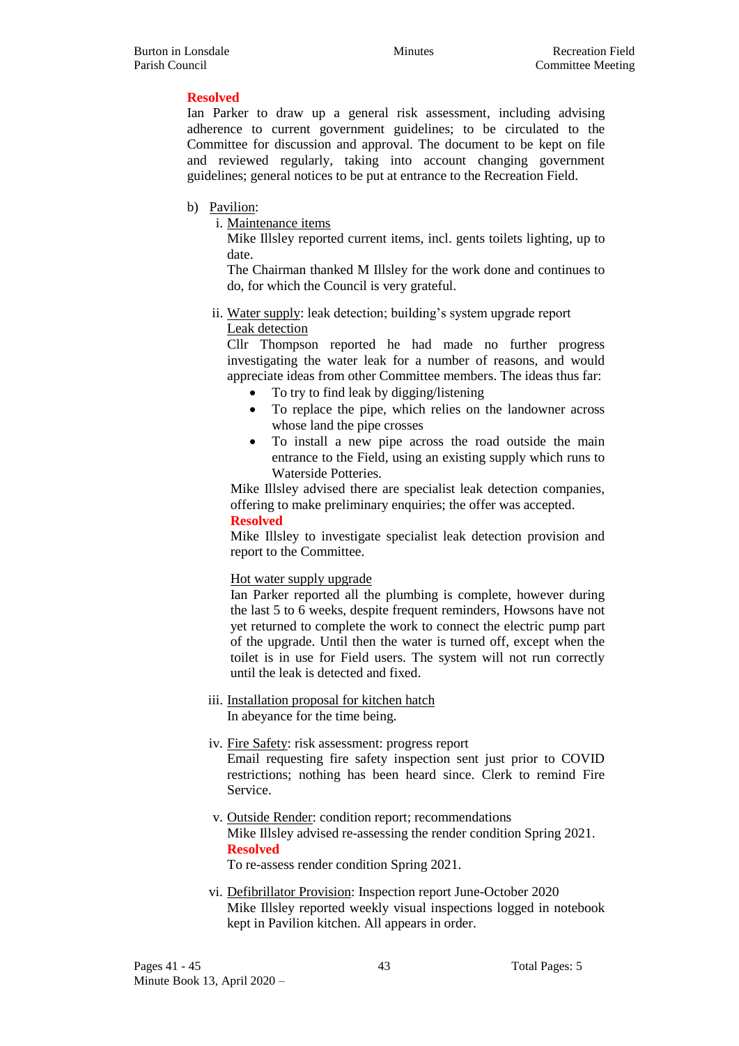**Resolved**

Ian Parker to draw up a general risk assessment, including advising adherence to current government guidelines; to be circulated to the Committee for discussion and approval. The document to be kept on file and reviewed regularly, taking into account changing government guidelines; general notices to be put at entrance to the Recreation Field.

b) Pavilion:

i. Maintenance items

Mike Illsley reported current items, incl. gents toilets lighting, up to date.

The Chairman thanked M Illsley for the work done and continues to do, for which the Council is very grateful.

ii. Water supply: leak detection; building's system upgrade report

Leak detection

Cllr Thompson reported he had made no further progress investigating the water leak for a number of reasons, and would appreciate ideas from other Committee members. The ideas thus far:

- To try to find leak by digging/listening
- To replace the pipe, which relies on the landowner across whose land the pipe crosses
- To install a new pipe across the road outside the main entrance to the Field, using an existing supply which runs to Waterside Potteries.

Mike Illsley advised there are specialist leak detection companies, offering to make preliminary enquiries; the offer was accepted.

**Resolved**

Mike Illsley to investigate specialist leak detection provision and report to the Committee.

Hot water supply upgrade

Ian Parker reported all the plumbing is complete, however during the last 5 to 6 weeks, despite frequent reminders, Howsons have not yet returned to complete the work to connect the electric pump part of the upgrade. Until then the water is turned off, except when the toilet is in use for Field users. The system will not run correctly until the leak is detected and fixed.

iii. Installation proposal for kitchen hatch

In abeyance for the time being.

iv. Fire Safety: risk assessment: progress report

Email requesting fire safety inspection sent just prior to COVID restrictions; nothing has been heard since. Clerk to remind Fire Service.

v. Outside Render: condition report; recommendations

Mike Illsley advised re-assessing the render condition Spring 2021.

**Resolved**

To re-assess render condition Spring 2021.

vi. Defibrillator Provision: Inspection report June-October 2020

Mike Illsley reported weekly visual inspections logged in notebook kept in Pavilion kitchen. All appears in order.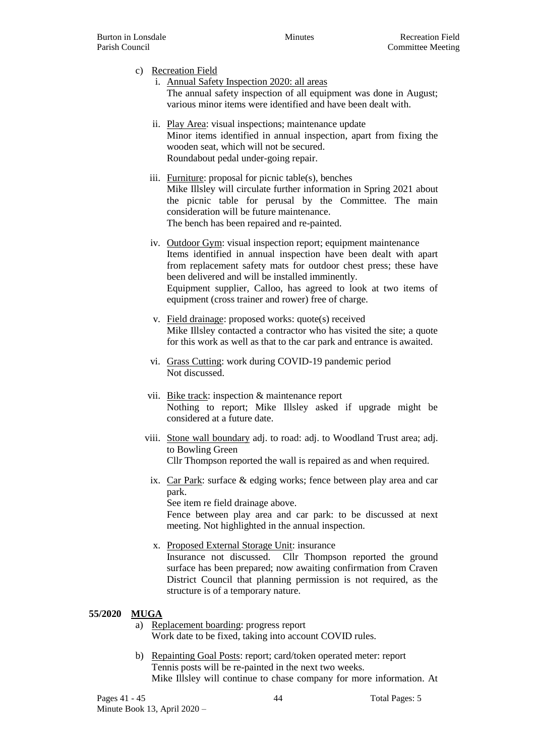c) Recreation Field

   i. Annual Safety Inspection 2020: all areas
      The annual safety inspection of all equipment was done in August; various minor items were identified and have been dealt with.

   ii. Play Area: visual inspections; maintenance update
      Minor items identified in annual inspection, apart from fixing the wooden seat, which will not be secured.
      Roundabout pedal under-going repair.

   iii. Furniture: proposal for picnic table(s), benches
      Mike Illsley will circulate further information in Spring 2021 about the picnic table for perusal by the Committee. The main consideration will be future maintenance.
      The bench has been repaired and re-painted.

   iv. Outdoor Gym: visual inspection report; equipment maintenance
      Items identified in annual inspection have been dealt with apart from replacement safety mats for outdoor chest press; these have been delivered and will be installed imminently.
      Equipment supplier, Calloo, has agreed to look at two items of equipment (cross trainer and rower) free of charge.

   v. Field drainage: proposed works: quote(s) received
      Mike Illsley contacted a contractor who has visited the site; a quote for this work as well as that to the car park and entrance is awaited.

   vi. Grass Cutting: work during COVID-19 pandemic period
      Not discussed.

   vii. Bike track: inspection & maintenance report
      Nothing to report; Mike Illsley asked if upgrade might be considered at a future date.

   viii. Stone wall boundary adj. to road: adj. to Woodland Trust area; adj. to Bowling Green
      Cllr Thompson reported the wall is repaired as and when required.

   ix. Car Park: surface & edging works; fence between play area and car park.
      See item re field drainage above.
      Fence between play area and car park: to be discussed at next meeting. Not highlighted in the annual inspection.

   x. Proposed External Storage Unit: insurance
      Insurance not discussed. Cllr Thompson reported the ground surface has been prepared; now awaiting confirmation from Craven District Council that planning permission is not required, as the structure is of a temporary nature.

**55/2020 MUGA**

a) Replacement boarding: progress report
   Work date to be fixed, taking into account COVID rules.

b) Repainting Goal Posts: report; card/token operated meter: report
   Tennis posts will be re-painted in the next two weeks.
   Mike Illsley will continue to chase company for more information. At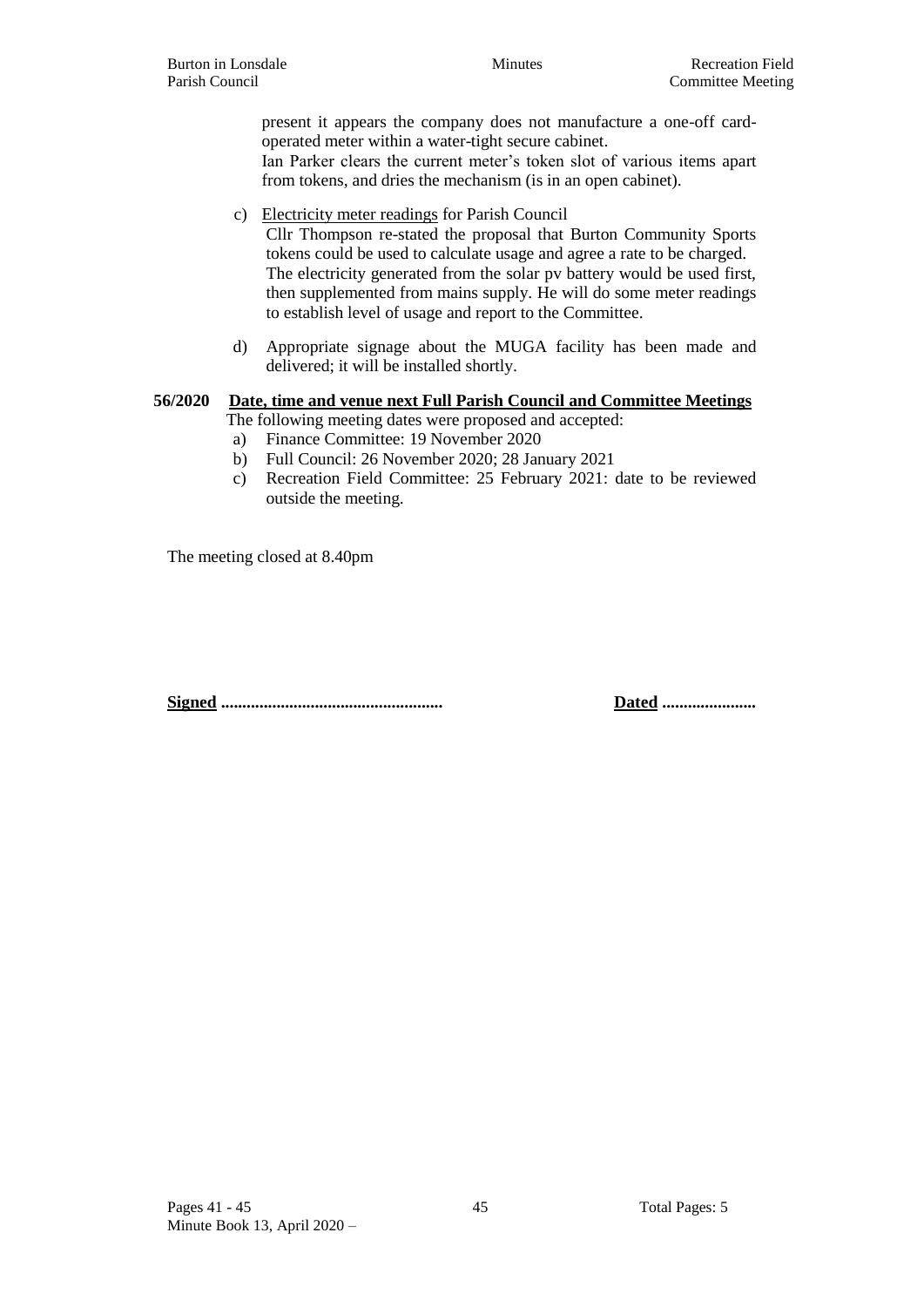present it appears the company does not manufacture a one-off card-operated meter within a water-tight secure cabinet.
Ian Parker clears the current meter's token slot of various items apart from tokens, and dries the mechanism (is in an open cabinet).

c) Electricity meter readings for Parish Council
Cllr Thompson re-stated the proposal that Burton Community Sports tokens could be used to calculate usage and agree a rate to be charged. The electricity generated from the solar pv battery would be used first, then supplemented from mains supply. He will do some meter readings to establish level of usage and report to the Committee.

d) Appropriate signage about the MUGA facility has been made and delivered; it will be installed shortly.

**56/2020 Date, time and venue next Full Parish Council and Committee Meetings**

The following meeting dates were proposed and accepted:

a) Finance Committee: 19 November 2020
b) Full Council: 26 November 2020; 28 January 2021
c) Recreation Field Committee: 25 February 2021: date to be reviewed outside the meeting.

The meeting closed at 8.40pm

**Signed** ................................................... **Dated** ......................